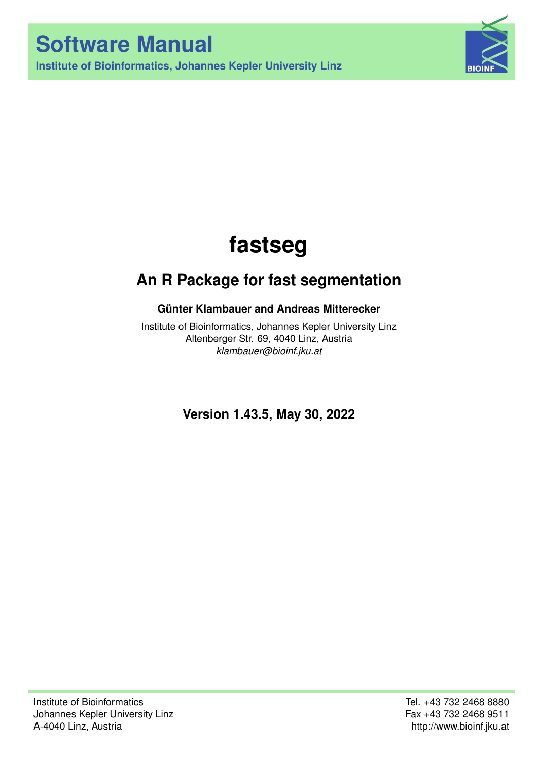# Software Manual

**Institute of Bioinformatics, Johannes Kepler University Linz**

# fastseg

## An R Package for fast segmentation

**Günter Klambauer and Andreas Mitterecker**

Institute of Bioinformatics, Johannes Kepler University Linz
Altenberger Str. 69, 4040 Linz, Austria
*klambauer@bioinf.jku.at*

**Version 1.43.5, May 30, 2022**

Institute of Bioinformatics
Johannes Kepler University Linz
A-4040 Linz, Austria

Tel. +43 732 2468 8880
Fax +43 732 2468 9511
http://www.bioinf.jku.at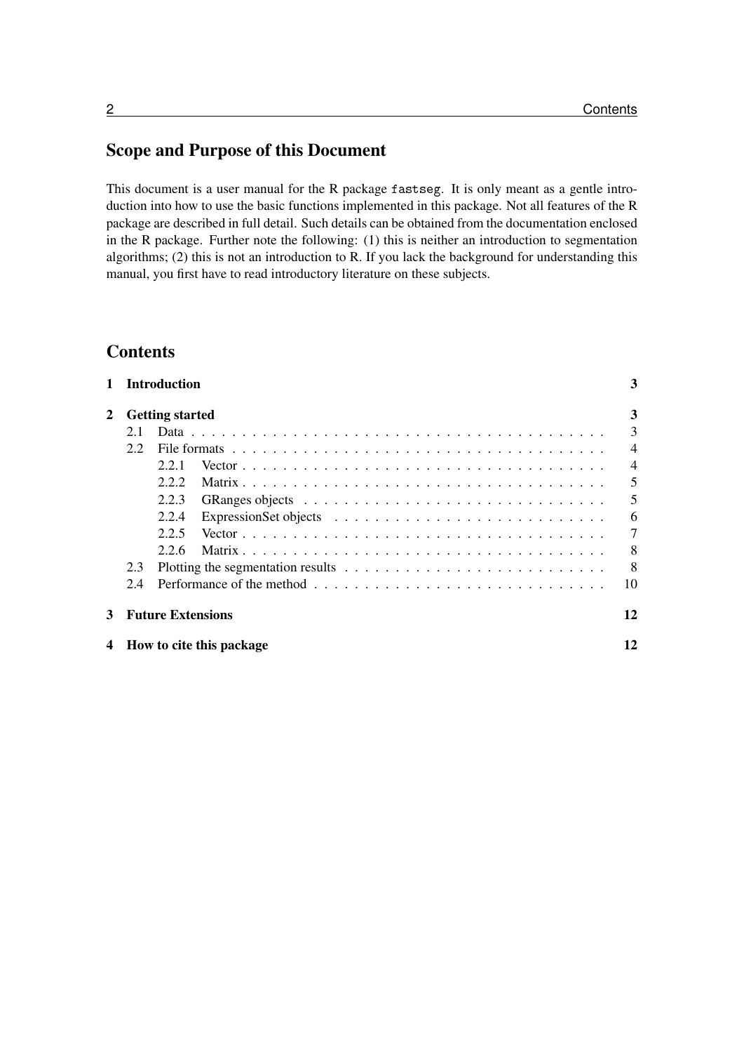## Scope and Purpose of this Document

This document is a user manual for the R package `fastseg`. It is only meant as a gentle introduction into how to use the basic functions implemented in this package. Not all features of the R package are described in full detail. Such details can be obtained from the documentation enclosed in the R package. Further note the following: (1) this is neither an introduction to segmentation algorithms; (2) this is not an introduction to R. If you lack the background for understanding this manual, you first have to read introductory literature on these subjects.

## Contents

**1 Introduction** — 3

**2 Getting started** — 3

- 2.1 Data — 3
- 2.2 File formats — 4
  - 2.2.1 Vector — 4
  - 2.2.2 Matrix — 5
  - 2.2.3 GRanges objects — 5
  - 2.2.4 ExpressionSet objects — 6
  - 2.2.5 Vector — 7
  - 2.2.6 Matrix — 8
- 2.3 Plotting the segmentation results — 8
- 2.4 Performance of the method — 10

**3 Future Extensions** — 12

**4 How to cite this package** — 12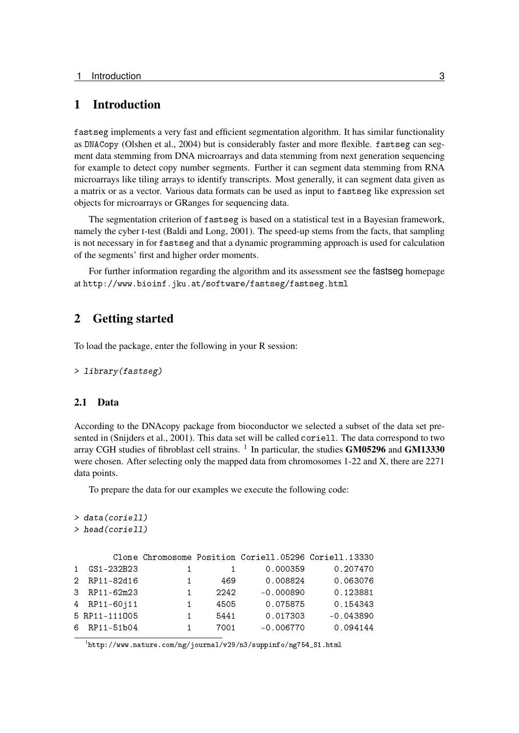# 1 Introduction

fastseg implements a very fast and efficient segmentation algorithm. It has similar functionality as DNACopy (Olshen et al., 2004) but is considerably faster and more flexible. fastseg can segment data stemming from DNA microarrays and data stemming from next generation sequencing for example to detect copy number segments. Further it can segment data stemming from RNA microarrays like tiling arrays to identify transcripts. Most generally, it can segment data given as a matrix or as a vector. Various data formats can be used as input to fastseg like expression set objects for microarrays or GRanges for sequencing data.

The segmentation criterion of fastseg is based on a statistical test in a Bayesian framework, namely the cyber t-test (Baldi and Long, 2001). The speed-up stems from the facts, that sampling is not necessary in for fastseg and that a dynamic programming approach is used for calculation of the segments' first and higher order moments.

For further information regarding the algorithm and its assessment see the fastseg homepage at http://www.bioinf.jku.at/software/fastseg/fastseg.html

# 2 Getting started

To load the package, enter the following in your R session:

```
> library(fastseg)
```

## 2.1 Data

According to the DNAcopy package from bioconductor we selected a subset of the data set presented in (Snijders et al., 2001). This data set will be called coriell. The data correspond to two array CGH studies of fibroblast cell strains. [1] In particular, the studies **GM05296** and **GM13330** were chosen. After selecting only the mapped data from chromosomes 1-22 and X, there are 2271 data points.

To prepare the data for our examples we execute the following code:

```
> data(coriell)
> head(coriell)

        Clone Chromosome Position Coriell.05296 Coriell.13330
1  GS1-232B23          1        1      0.000359      0.207470
2  RP11-82d16          1      469      0.008824      0.063076
3  RP11-62m23          1     2242     -0.000890      0.123881
4  RP11-60j11          1     4505      0.075875      0.154343
5 RP11-111O05          1     5441      0.017303     -0.043890
6  RP11-51b04          1     7001     -0.006770      0.094144
```

[1] http://www.nature.com/ng/journal/v29/n3/suppinfo/ng754_S1.html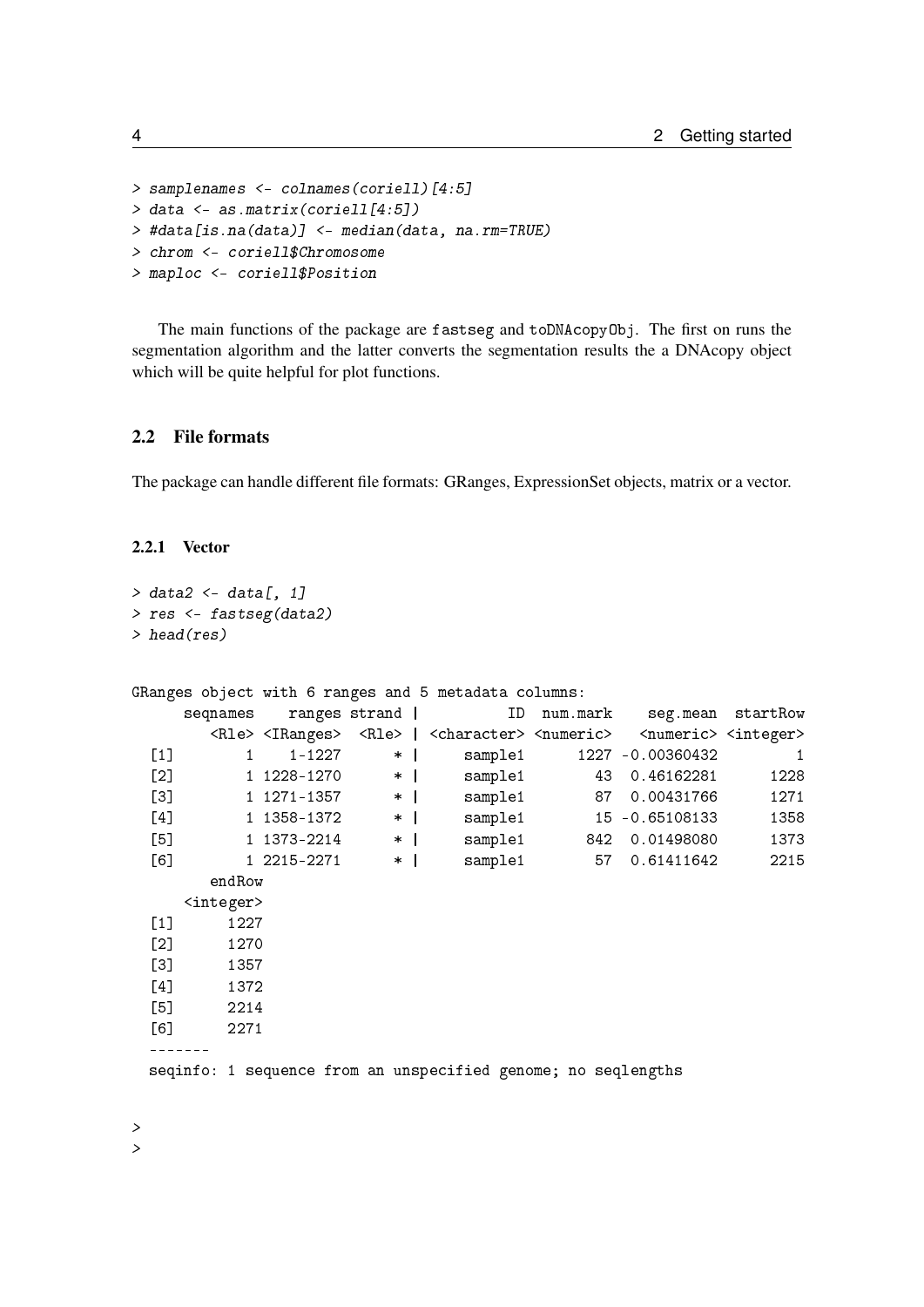```
> samplenames <- colnames(coriell)[4:5]
> data <- as.matrix(coriell[4:5])
> #data[is.na(data)] <- median(data, na.rm=TRUE)
> chrom <- coriell$Chromosome
> maploc <- coriell$Position
```

The main functions of the package are fastseg and toDNAcopyObj. The first on runs the segmentation algorithm and the latter converts the segmentation results the a DNAcopy object which will be quite helpful for plot functions.

## 2.2 File formats

The package can handle different file formats: GRanges, ExpressionSet objects, matrix or a vector.

### 2.2.1 Vector

```
> data2 <- data[, 1]
> res <- fastseg(data2)
> head(res)
```

```
GRanges object with 6 ranges and 5 metadata columns:
      seqnames    ranges strand |          ID  num.mark    seg.mean  startRow
         <Rle> <IRanges>  <Rle> | <character> <numeric>   <numeric> <integer>
  [1]        1    1-1227      * |     sample1      1227 -0.00360432         1
  [2]        1 1228-1270      * |     sample1        43  0.46162281      1228
  [3]        1 1271-1357      * |     sample1        87  0.00431766      1271
  [4]        1 1358-1372      * |     sample1        15 -0.65108133      1358
  [5]        1 1373-2214      * |     sample1       842  0.01498080      1373
  [6]        1 2215-2271      * |     sample1        57  0.61411642      2215
         endRow
      <integer>
  [1]      1227
  [2]      1270
  [3]      1357
  [4]      1372
  [5]      2214
  [6]      2271
  -------
  seqinfo: 1 sequence from an unspecified genome; no seqlengths
```

```
>
>
```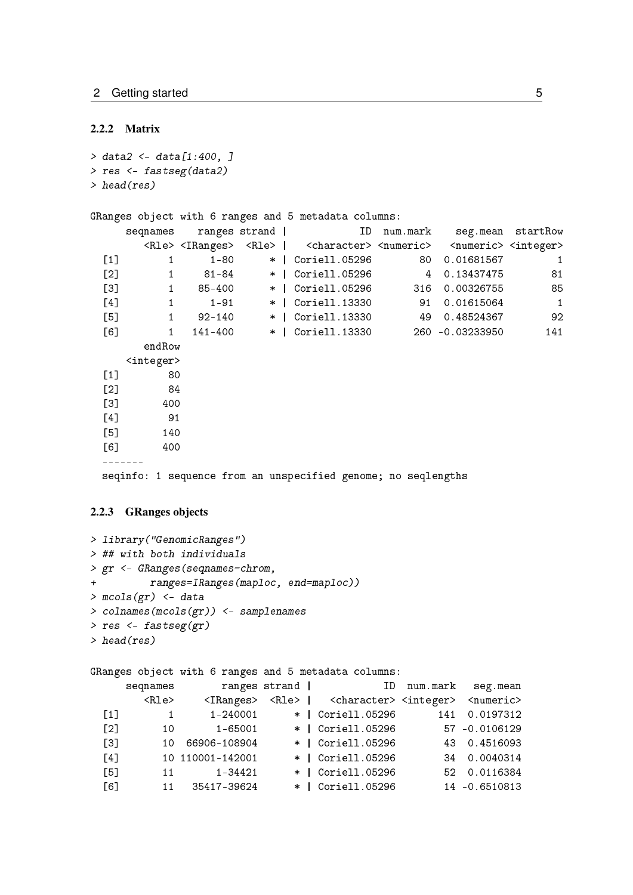### 2.2.2 Matrix

```
> data2 <- data[1:400, ]
> res <- fastseg(data2)
> head(res)

GRanges object with 6 ranges and 5 metadata columns:
      seqnames    ranges strand |            ID  num.mark    seg.mean  startRow
         <Rle> <IRanges>  <Rle> |   <character> <numeric>   <numeric> <integer>
  [1]        1      1-80      * | Coriell.05296        80  0.01681567         1
  [2]        1     81-84      * | Coriell.05296         4  0.13437475        81
  [3]        1    85-400      * | Coriell.05296       316  0.00326755        85
  [4]        1      1-91      * | Coriell.13330        91  0.01615064         1
  [5]        1    92-140      * | Coriell.13330        49  0.48524367        92
  [6]        1   141-400      * | Coriell.13330       260 -0.03233950       141
        endRow
     <integer>
  [1]        80
  [2]        84
  [3]       400
  [4]        91
  [5]       140
  [6]       400
  -------
  seqinfo: 1 sequence from an unspecified genome; no seqlengths
```

### 2.2.3 GRanges objects

```
> library("GenomicRanges")
> ## with both individuals
> gr <- GRanges(seqnames=chrom,
+         ranges=IRanges(maploc, end=maploc))
> mcols(gr) <- data
> colnames(mcols(gr)) <- samplenames
> res <- fastseg(gr)
> head(res)

GRanges object with 6 ranges and 5 metadata columns:
      seqnames        ranges strand |            ID  num.mark   seg.mean
         <Rle>     <IRanges>  <Rle> |   <character> <integer>  <numeric>
  [1]        1      1-240001      * | Coriell.05296       141  0.0197312
  [2]       10       1-65001      * | Coriell.05296        57 -0.0106129
  [3]       10  66906-108904      * | Coriell.05296        43  0.4516093
  [4]       10 110001-142001      * | Coriell.05296        34  0.0040314
  [5]       11       1-34421      * | Coriell.05296        52  0.0116384
  [6]       11   35417-39624      * | Coriell.05296        14 -0.6510813
```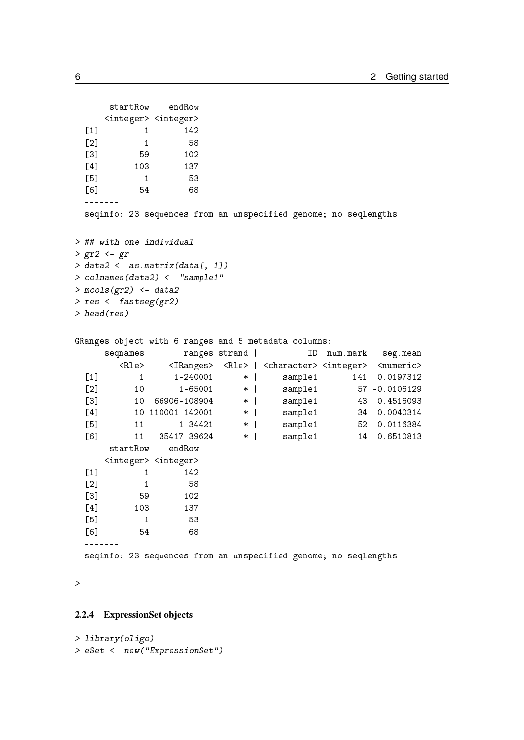```
      startRow    endRow
     <integer> <integer>
  [1]        1       142
  [2]        1        58
  [3]       59       102
  [4]      103       137
  [5]        1        53
  [6]       54        68
  -------
  seqinfo: 23 sequences from an unspecified genome; no seqlengths
```

```
> ## with one individual
> gr2 <- gr
> data2 <- as.matrix(data[, 1])
> colnames(data2) <- "sample1"
> mcols(gr2) <- data2
> res <- fastseg(gr2)
> head(res)
```

```
GRanges object with 6 ranges and 5 metadata columns:
      seqnames        ranges strand |          ID  num.mark   seg.mean
         <Rle>     <IRanges>  <Rle> | <character> <integer>  <numeric>
  [1]        1      1-240001      * |     sample1       141  0.0197312
  [2]       10       1-65001      * |     sample1        57 -0.0106129
  [3]       10  66906-108904      * |     sample1        43  0.4516093
  [4]       10 110001-142001      * |     sample1        34  0.0040314
  [5]       11       1-34421      * |     sample1        52  0.0116384
  [6]       11   35417-39624      * |     sample1        14 -0.6510813
      startRow    endRow
     <integer> <integer>
  [1]        1       142
  [2]        1        58
  [3]       59       102
  [4]      103       137
  [5]        1        53
  [6]       54        68
  -------
  seqinfo: 23 sequences from an unspecified genome; no seqlengths
```

```
>
```

### 2.2.4 ExpressionSet objects

```
> library(oligo)
> eSet <- new("ExpressionSet")
```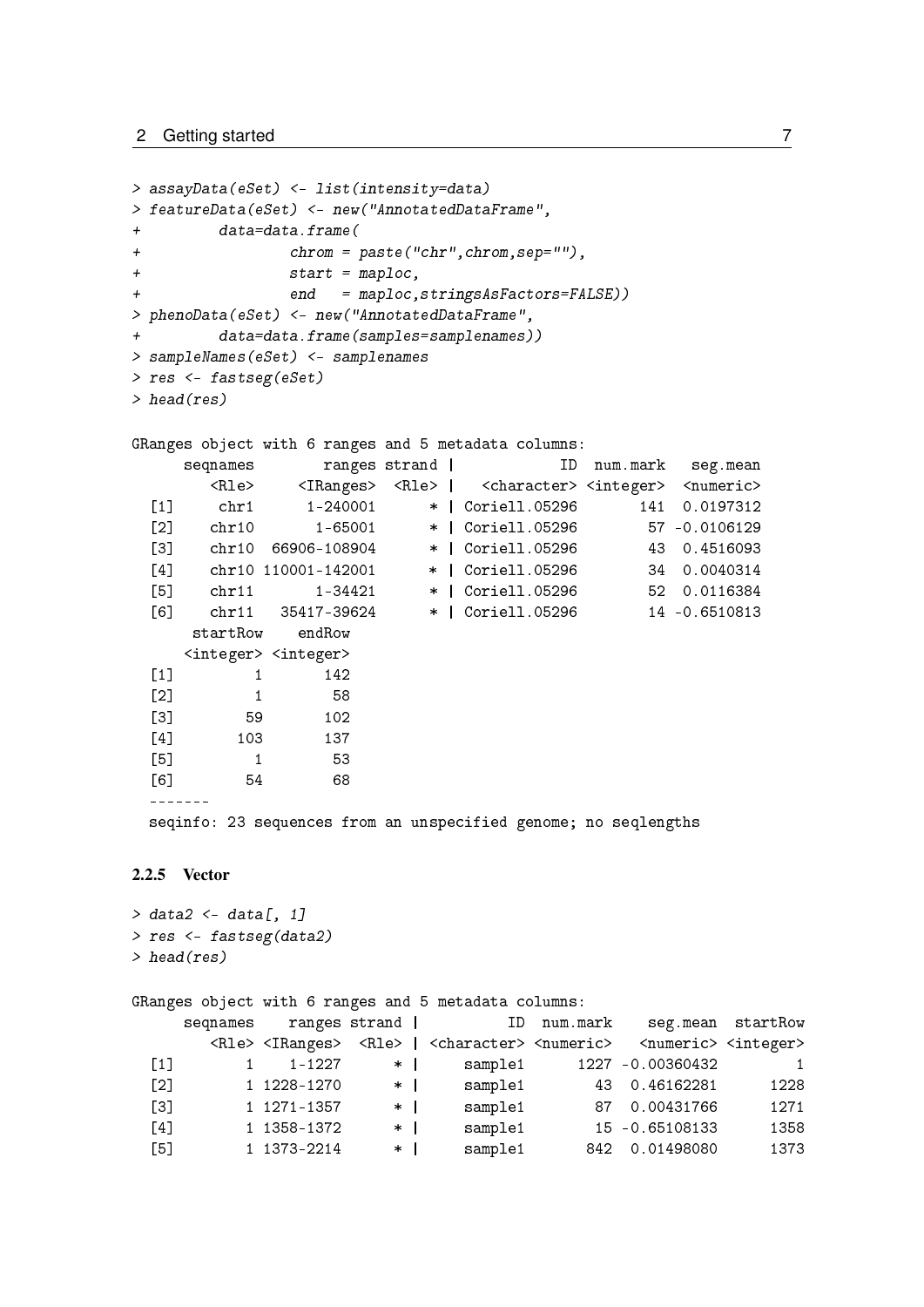```
> assayData(eSet) <- list(intensity=data)
> featureData(eSet) <- new("AnnotatedDataFrame",
+         data=data.frame(
+                 chrom = paste("chr",chrom,sep=""),
+                 start = maploc,
+                 end   = maploc,stringsAsFactors=FALSE))
> phenoData(eSet) <- new("AnnotatedDataFrame",
+         data=data.frame(samples=samplenames))
> sampleNames(eSet) <- samplenames
> res <- fastseg(eSet)
> head(res)
```

```
GRanges object with 6 ranges and 5 metadata columns:
      seqnames        ranges strand |           ID  num.mark   seg.mean
         <Rle>     <IRanges>  <Rle> |  <character> <integer>  <numeric>
  [1]     chr1      1-240001      * | Coriell.05296       141  0.0197312
  [2]    chr10       1-65001      * | Coriell.05296        57 -0.0106129
  [3]    chr10  66906-108904      * | Coriell.05296        43  0.4516093
  [4]    chr10 110001-142001      * | Coriell.05296        34  0.0040314
  [5]    chr11       1-34421      * | Coriell.05296        52  0.0116384
  [6]    chr11   35417-39624      * | Coriell.05296        14 -0.6510813
       startRow    endRow
      <integer> <integer>
  [1]         1       142
  [2]         1        58
  [3]        59       102
  [4]       103       137
  [5]         1        53
  [6]        54        68
  -------
  seqinfo: 23 sequences from an unspecified genome; no seqlengths
```

### 2.2.5 Vector

```
> data2 <- data[, 1]
> res <- fastseg(data2)
> head(res)
```

```
GRanges object with 6 ranges and 5 metadata columns:
      seqnames    ranges strand |          ID  num.mark    seg.mean  startRow
         <Rle> <IRanges>  <Rle> | <character> <numeric>   <numeric> <integer>
  [1]        1    1-1227      * |     sample1      1227 -0.00360432         1
  [2]        1 1228-1270      * |     sample1        43  0.46162281      1228
  [3]        1 1271-1357      * |     sample1        87  0.00431766      1271
  [4]        1 1358-1372      * |     sample1        15 -0.65108133      1358
  [5]        1 1373-2214      * |     sample1       842  0.01498080      1373
```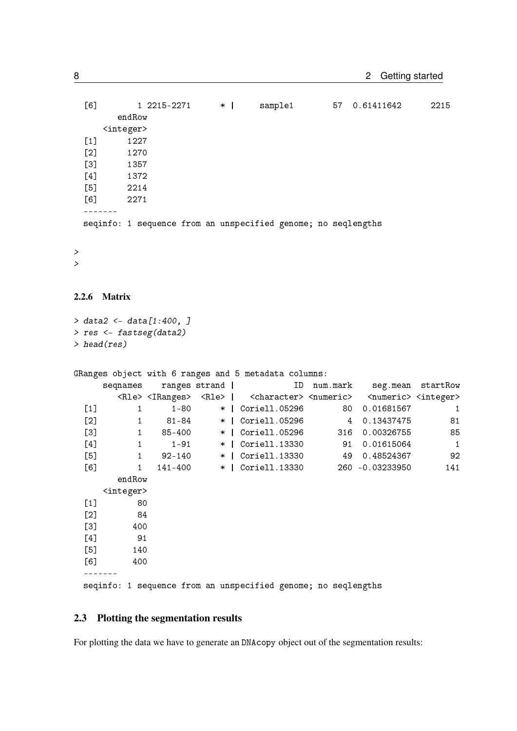```
  [6]        1 2215-2271      * |     sample1        57  0.61411642      2215
        endRow
     <integer>
  [1]      1227
  [2]      1270
  [3]      1357
  [4]      1372
  [5]      2214
  [6]      2271
  -------
  seqinfo: 1 sequence from an unspecified genome; no seqlengths
```

```
>
>
```

### 2.2.6 Matrix

```
> data2 <- data[1:400, ]
> res <- fastseg(data2)
> head(res)
```

```
GRanges object with 6 ranges and 5 metadata columns:
      seqnames    ranges strand |           ID  num.mark    seg.mean  startRow
         <Rle> <IRanges>  <Rle> |  <character> <numeric>   <numeric> <integer>
  [1]        1      1-80      * | Coriell.05296        80  0.01681567         1
  [2]        1     81-84      * | Coriell.05296         4  0.13437475        81
  [3]        1    85-400      * | Coriell.05296       316  0.00326755        85
  [4]        1      1-91      * | Coriell.13330        91  0.01615064         1
  [5]        1    92-140      * | Coriell.13330        49  0.48524367        92
  [6]        1   141-400      * | Coriell.13330       260 -0.03233950       141
        endRow
     <integer>
  [1]        80
  [2]        84
  [3]       400
  [4]        91
  [5]       140
  [6]       400
  -------
  seqinfo: 1 sequence from an unspecified genome; no seqlengths
```

## 2.3 Plotting the segmentation results

For plotting the data we have to generate an DNAcopy object out of the segmentation results: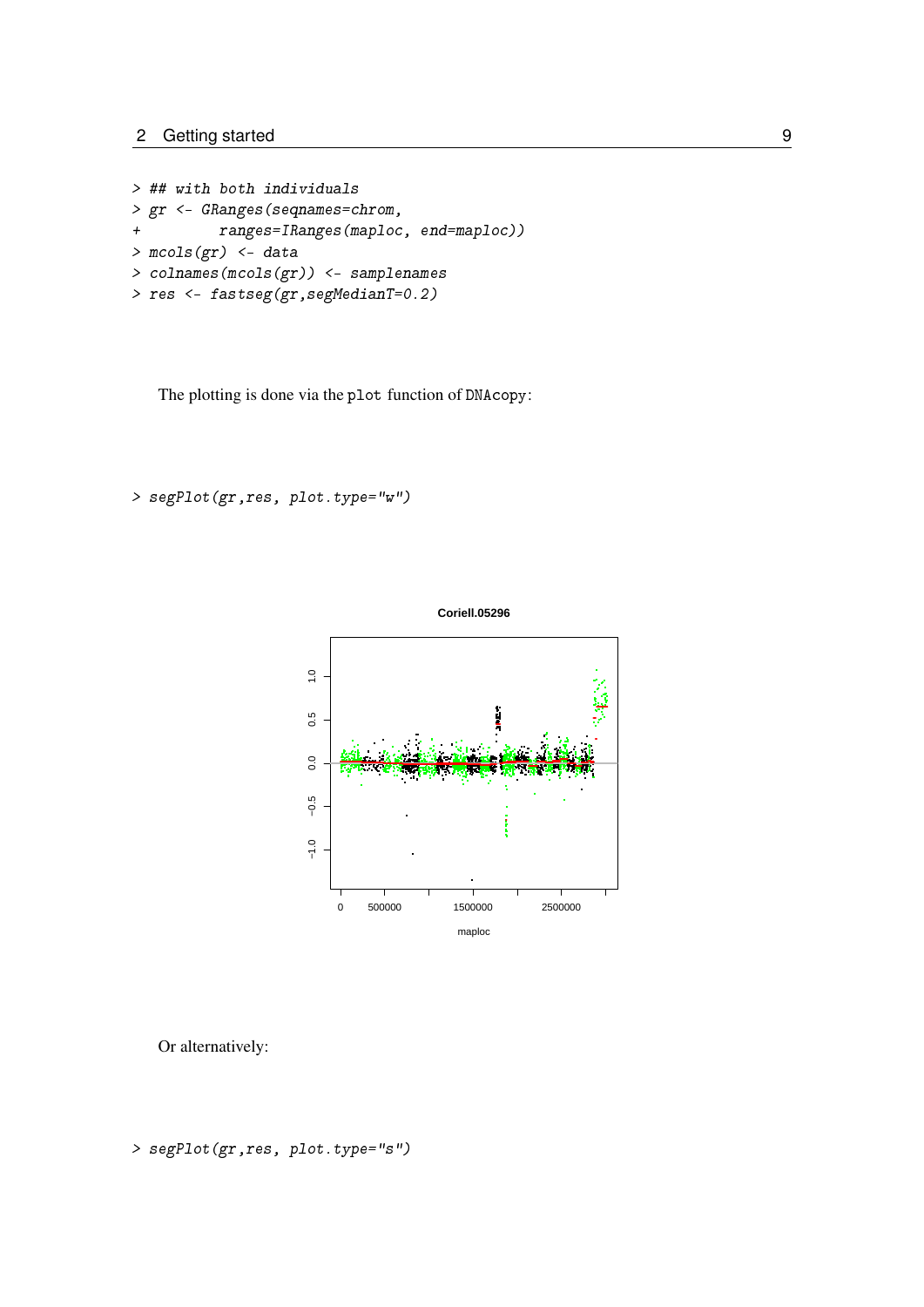```
> ## with both individuals
> gr <- GRanges(seqnames=chrom,
+        ranges=IRanges(maploc, end=maploc))
> mcols(gr) <- data
> colnames(mcols(gr)) <- samplenames
> res <- fastseg(gr,segMedianT=0.2)
```

The plotting is done via the `plot` function of `DNAcopy`:

```
> segPlot(gr,res, plot.type="w")
```

Or alternatively:

```
> segPlot(gr,res, plot.type="s")
```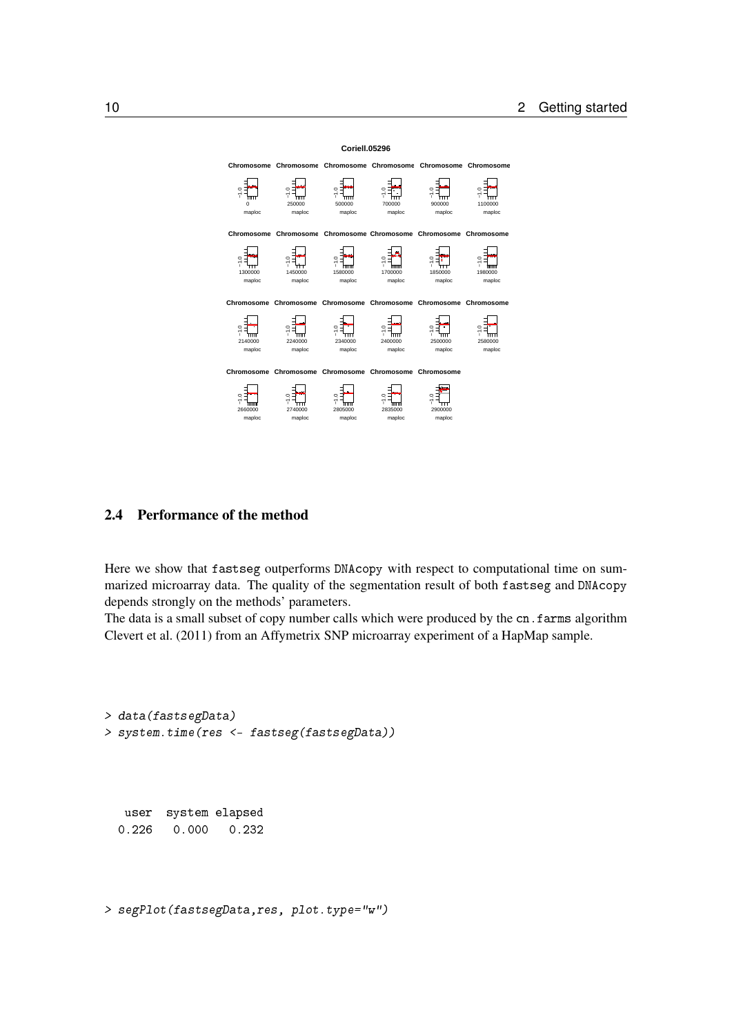## 2.4 Performance of the method

Here we show that fastseg outperforms DNAcopy with respect to computational time on summarized microarray data. The quality of the segmentation result of both fastseg and DNAcopy depends strongly on the methods' parameters.
The data is a small subset of copy number calls which were produced by the cn.farms algorithm Clevert et al. (2011) from an Affymetrix SNP microarray experiment of a HapMap sample.

```
> data(fastsegData)
> system.time(res <- fastseg(fastsegData))
```

```
   user  system elapsed 
  0.226   0.000   0.232 
```

```
> segPlot(fastsegData,res, plot.type="w")
```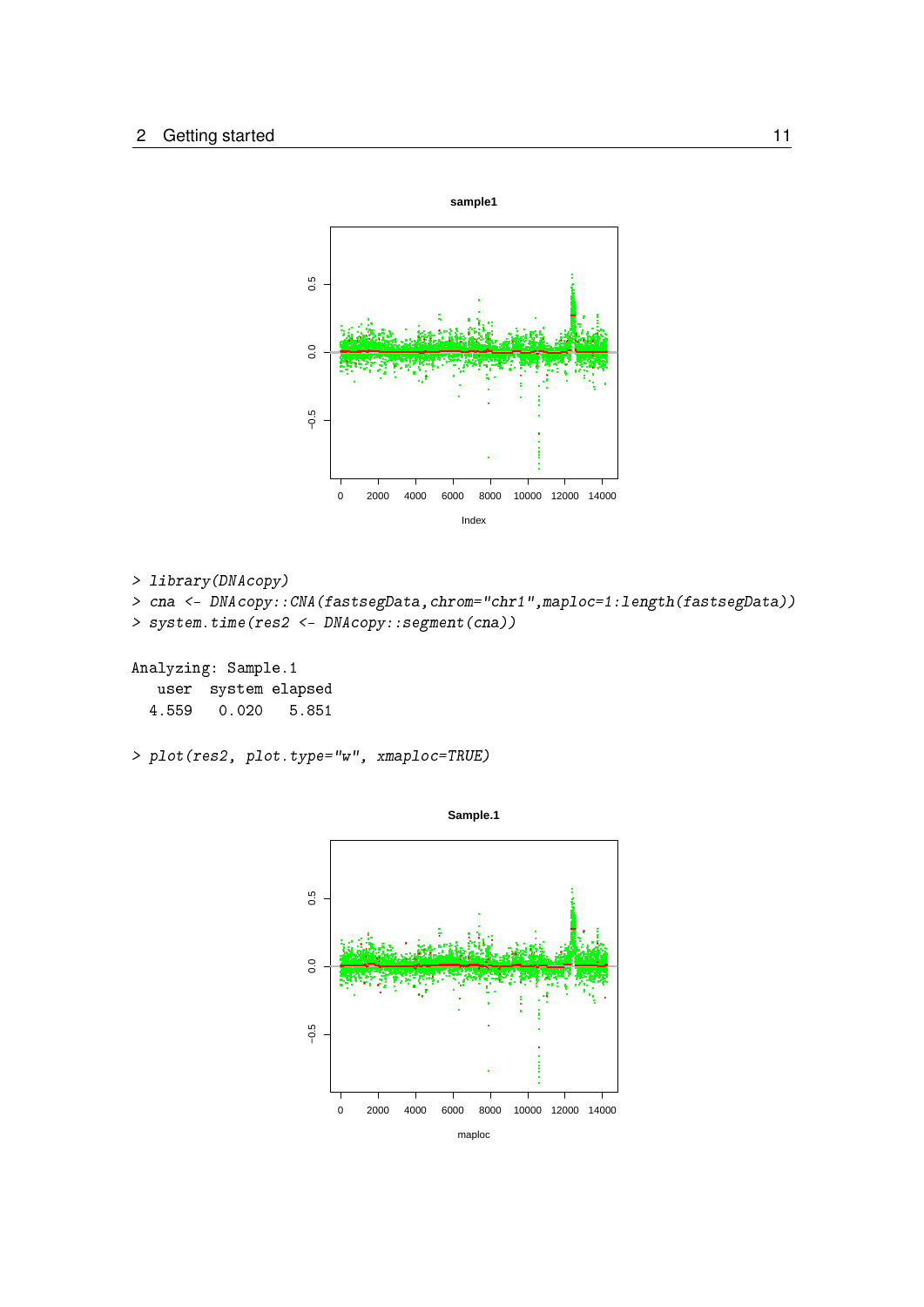```
> library(DNAcopy)
> cna <- DNAcopy::CNA(fastsegData,chrom="chr1",maploc=1:length(fastsegData))
> system.time(res2 <- DNAcopy::segment(cna))

Analyzing: Sample.1
   user  system elapsed
  4.559   0.020   5.851

> plot(res2, plot.type="w", xmaploc=TRUE)
```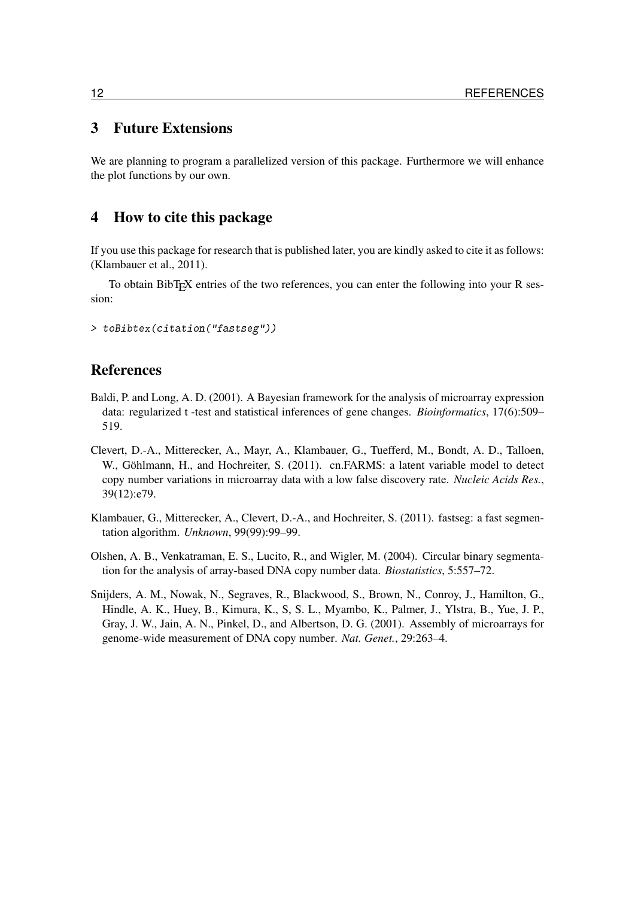## 3 Future Extensions

We are planning to program a parallelized version of this package. Furthermore we will enhance the plot functions by our own.

## 4 How to cite this package

If you use this package for research that is published later, you are kindly asked to cite it as follows: (Klambauer et al., 2011).

To obtain BibTEX entries of the two references, you can enter the following into your R session:

```
> toBibtex(citation("fastseg"))
```

## References

Baldi, P. and Long, A. D. (2001). A Bayesian framework for the analysis of microarray expression data: regularized t -test and statistical inferences of gene changes. *Bioinformatics*, 17(6):509–519.

Clevert, D.-A., Mitterecker, A., Mayr, A., Klambauer, G., Tuefferd, M., Bondt, A. D., Talloen, W., Göhlmann, H., and Hochreiter, S. (2011). cn.FARMS: a latent variable model to detect copy number variations in microarray data with a low false discovery rate. *Nucleic Acids Res.*, 39(12):e79.

Klambauer, G., Mitterecker, A., Clevert, D.-A., and Hochreiter, S. (2011). fastseg: a fast segmentation algorithm. *Unknown*, 99(99):99–99.

Olshen, A. B., Venkatraman, E. S., Lucito, R., and Wigler, M. (2004). Circular binary segmentation for the analysis of array-based DNA copy number data. *Biostatistics*, 5:557–72.

Snijders, A. M., Nowak, N., Segraves, R., Blackwood, S., Brown, N., Conroy, J., Hamilton, G., Hindle, A. K., Huey, B., Kimura, K., S, S. L., Myambo, K., Palmer, J., Ylstra, B., Yue, J. P., Gray, J. W., Jain, A. N., Pinkel, D., and Albertson, D. G. (2001). Assembly of microarrays for genome-wide measurement of DNA copy number. *Nat. Genet.*, 29:263–4.